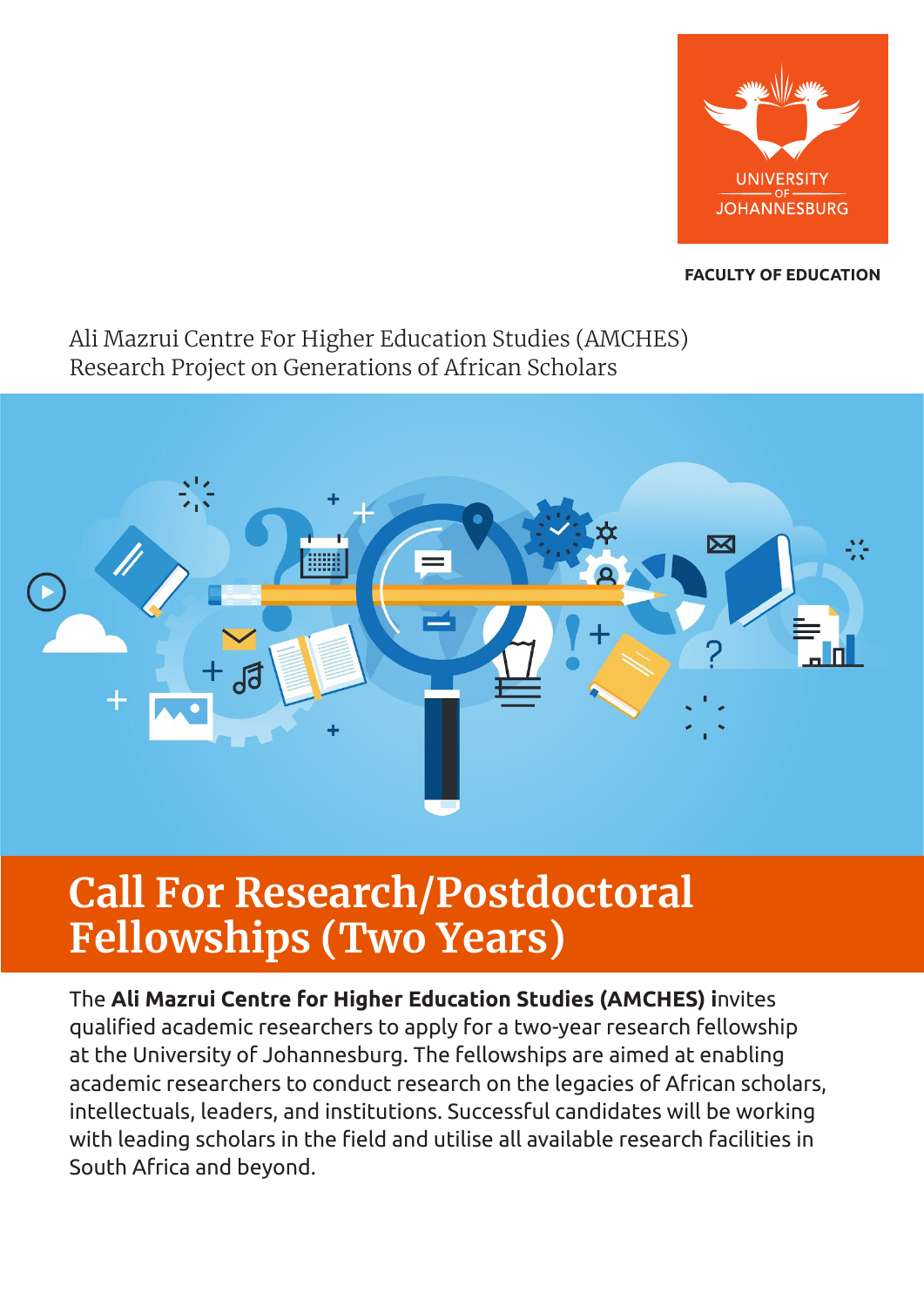UNIVERSITY OF JOHANNESBURG

**FACULTY OF EDUCATION**

Ali Mazrui Centre For Higher Education Studies (AMCHES)
Research Project on Generations of African Scholars

# Call For Research/Postdoctoral Fellowships (Two Years)

The **Ali Mazrui Centre for Higher Education Studies (AMCHES) i**nvites qualified academic researchers to apply for a two-year research fellowship at the University of Johannesburg. The fellowships are aimed at enabling academic researchers to conduct research on the legacies of African scholars, intellectuals, leaders, and institutions. Successful candidates will be working with leading scholars in the field and utilise all available research facilities in South Africa and beyond.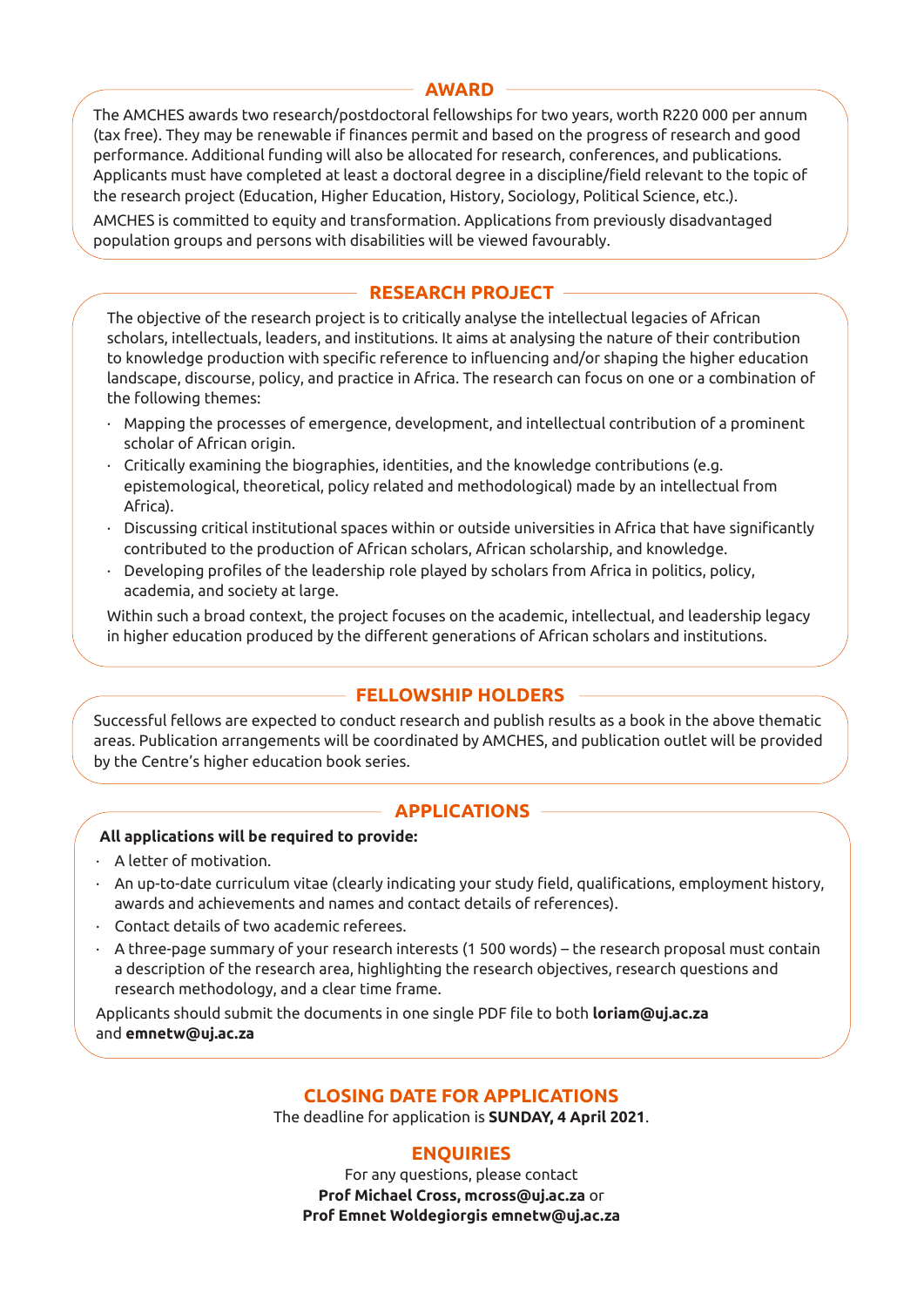## AWARD

The AMCHES awards two research/postdoctoral fellowships for two years, worth R220 000 per annum (tax free). They may be renewable if finances permit and based on the progress of research and good performance. Additional funding will also be allocated for research, conferences, and publications. Applicants must have completed at least a doctoral degree in a discipline/field relevant to the topic of the research project (Education, Higher Education, History, Sociology, Political Science, etc.).

AMCHES is committed to equity and transformation. Applications from previously disadvantaged population groups and persons with disabilities will be viewed favourably.

## RESEARCH PROJECT

The objective of the research project is to critically analyse the intellectual legacies of African scholars, intellectuals, leaders, and institutions. It aims at analysing the nature of their contribution to knowledge production with specific reference to influencing and/or shaping the higher education landscape, discourse, policy, and practice in Africa. The research can focus on one or a combination of the following themes:

- Mapping the processes of emergence, development, and intellectual contribution of a prominent scholar of African origin.
- Critically examining the biographies, identities, and the knowledge contributions (e.g. epistemological, theoretical, policy related and methodological) made by an intellectual from Africa).
- Discussing critical institutional spaces within or outside universities in Africa that have significantly contributed to the production of African scholars, African scholarship, and knowledge.
- Developing profiles of the leadership role played by scholars from Africa in politics, policy, academia, and society at large.

Within such a broad context, the project focuses on the academic, intellectual, and leadership legacy in higher education produced by the different generations of African scholars and institutions.

## FELLOWSHIP HOLDERS

Successful fellows are expected to conduct research and publish results as a book in the above thematic areas. Publication arrangements will be coordinated by AMCHES, and publication outlet will be provided by the Centre's higher education book series.

## APPLICATIONS

**All applications will be required to provide:**

- A letter of motivation.
- An up-to-date curriculum vitae (clearly indicating your study field, qualifications, employment history, awards and achievements and names and contact details of references).
- Contact details of two academic referees.
- A three-page summary of your research interests (1 500 words) – the research proposal must contain a description of the research area, highlighting the research objectives, research questions and research methodology, and a clear time frame.

Applicants should submit the documents in one single PDF file to both **loriam@uj.ac.za** and **emnetw@uj.ac.za**

## CLOSING DATE FOR APPLICATIONS

The deadline for application is **SUNDAY, 4 April 2021**.

## ENQUIRIES

For any questions, please contact
**Prof Michael Cross, mcross@uj.ac.za** or
**Prof Emnet Woldegiorgis emnetw@uj.ac.za**